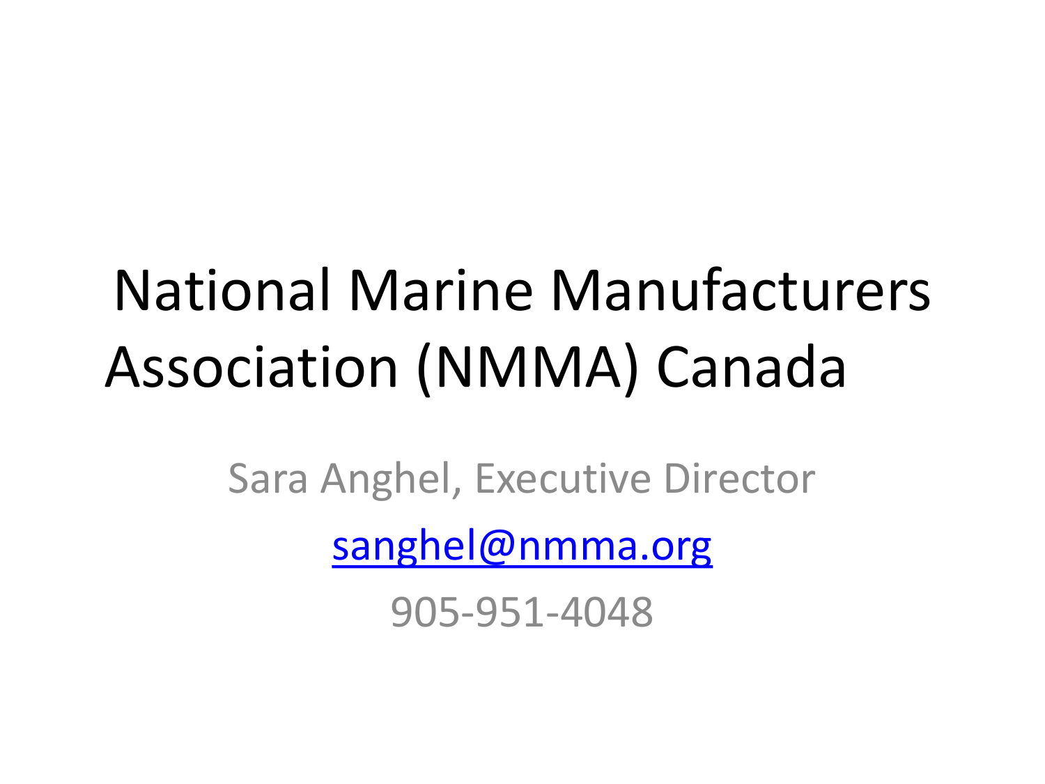# National Marine Manufacturers Association (NMMA) Canada

Sara Anghel, Executive Director

sanghel@nmma.org

905-951-4048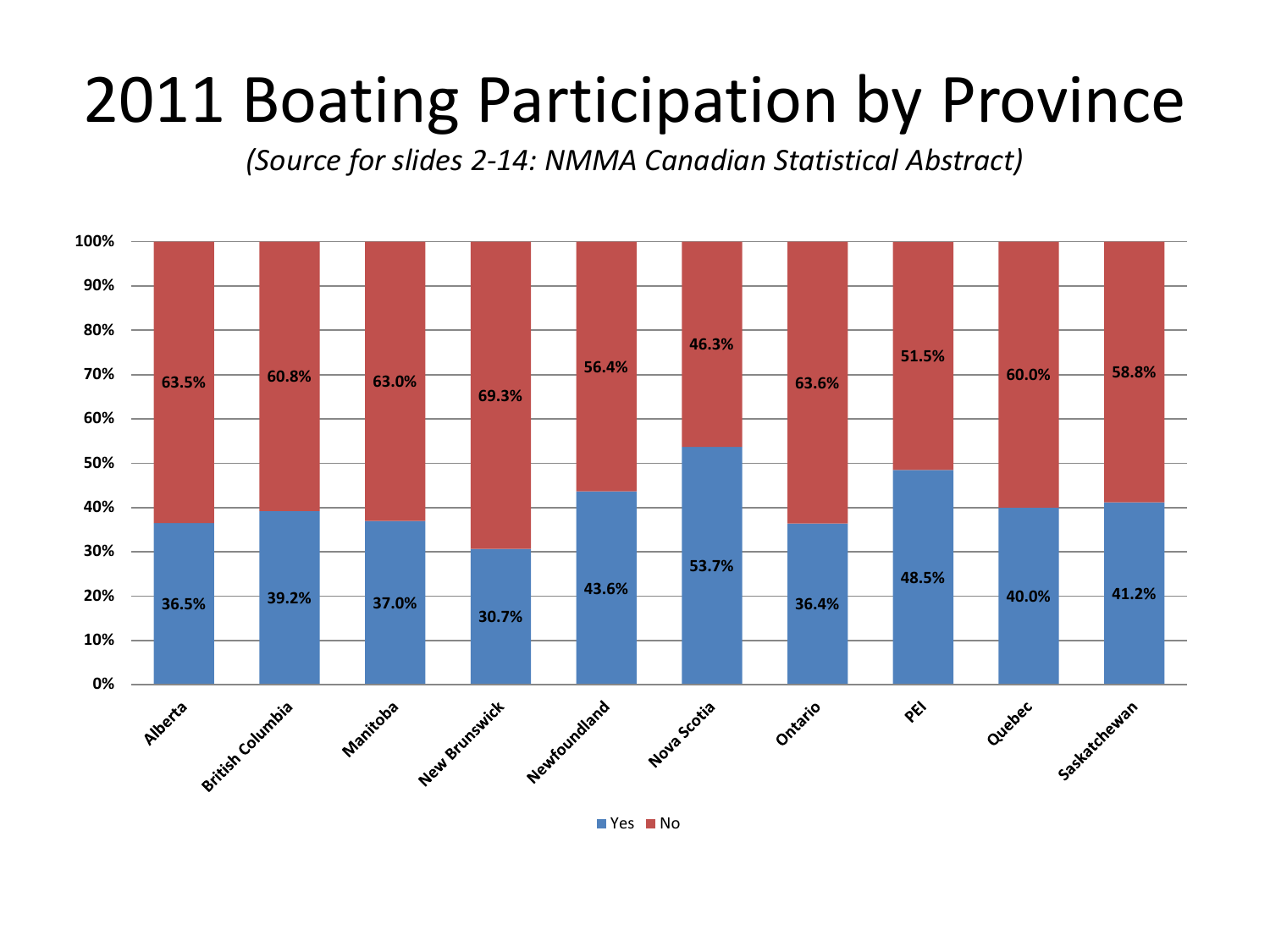# 2011 Boating Participation by Province

*(Source for slides 2-14: NMMA Canadian Statistical Abstract)*

| Province | Yes | No |
| --- | --- | --- |
| Alberta | 36.5% | 63.5% |
| British Columbia | 39.2% | 60.8% |
| Manitoba | 37.0% | 63.0% |
| New Brunswick | 30.7% | 69.3% |
| Newfoundland | 43.6% | 56.4% |
| Nova Scotia | 53.7% | 46.3% |
| Ontario | 36.4% | 63.6% |
| PEI | 48.5% | 51.5% |
| Quebec | 40.0% | 60.0% |
| Saskatchewan | 41.2% | 58.8% |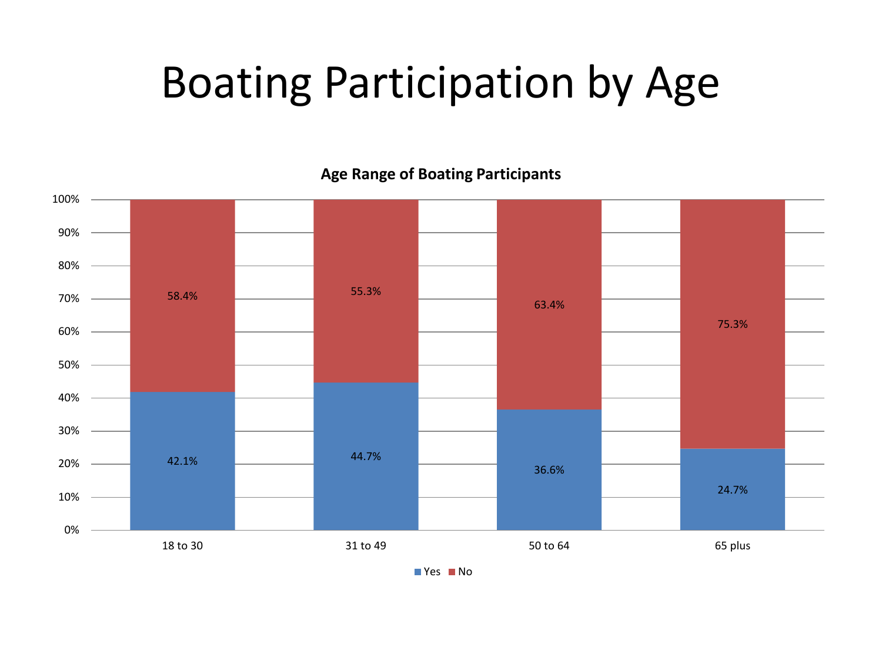# Boating Participation by Age

**Age Range of Boating Participants**

| Age Range | Yes | No |
| --- | --- | --- |
| 18 to 30 | 42.1% | 58.4% |
| 31 to 49 | 44.7% | 55.3% |
| 50 to 64 | 36.6% | 63.4% |
| 65 plus | 24.7% | 75.3% |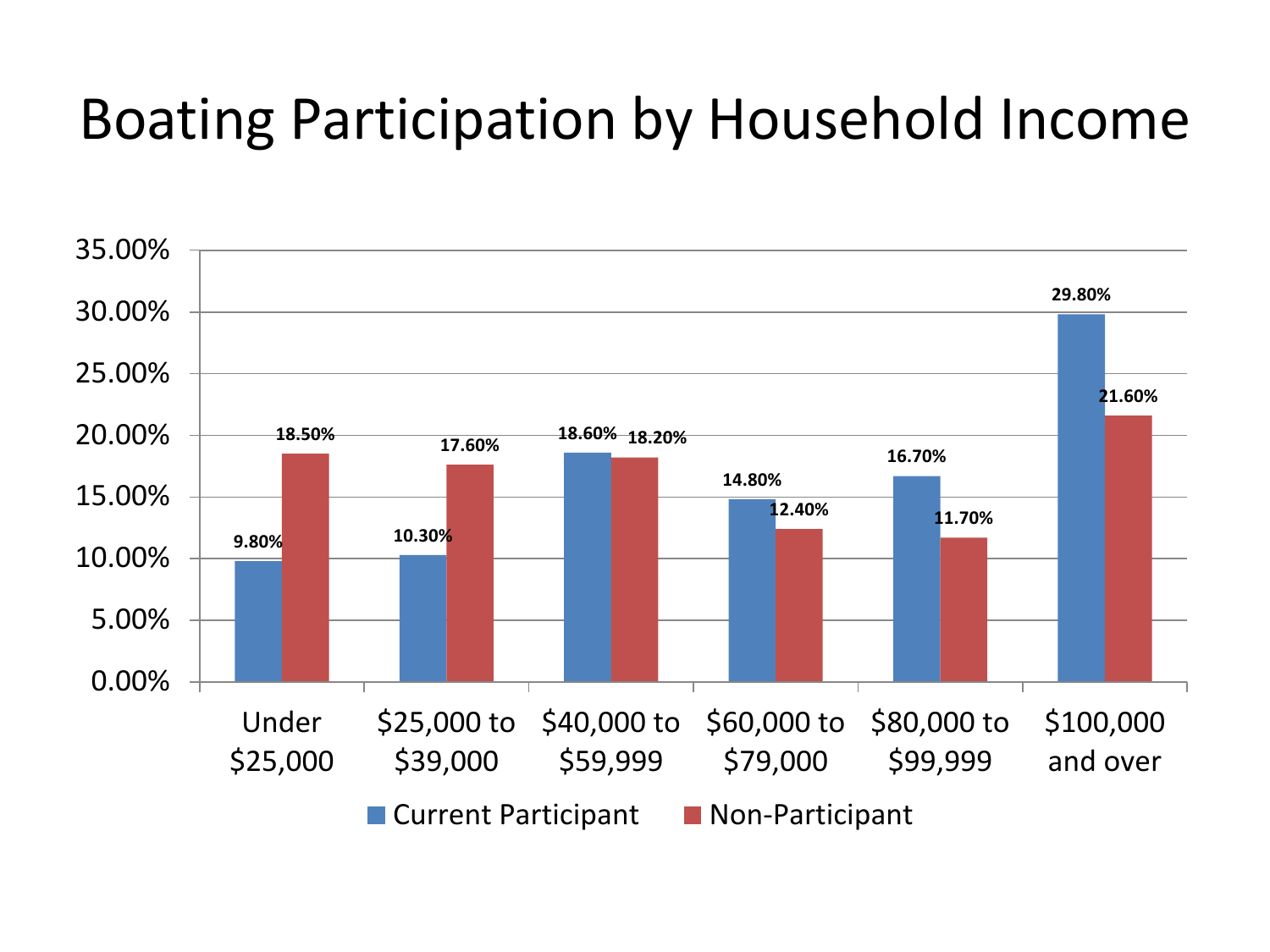# Boating Participation by Household Income

| Household Income | Current Participant | Non-Participant |
|---|---|---|
| Under $25,000 | 9.80% | 18.50% |
| $25,000 to $39,000 | 10.30% | 17.60% |
| $40,000 to $59,999 | 18.60% | 18.20% |
| $60,000 to $79,000 | 14.80% | 12.40% |
| $80,000 to $99,999 | 16.70% | 11.70% |
| $100,000 and over | 29.80% | 21.60% |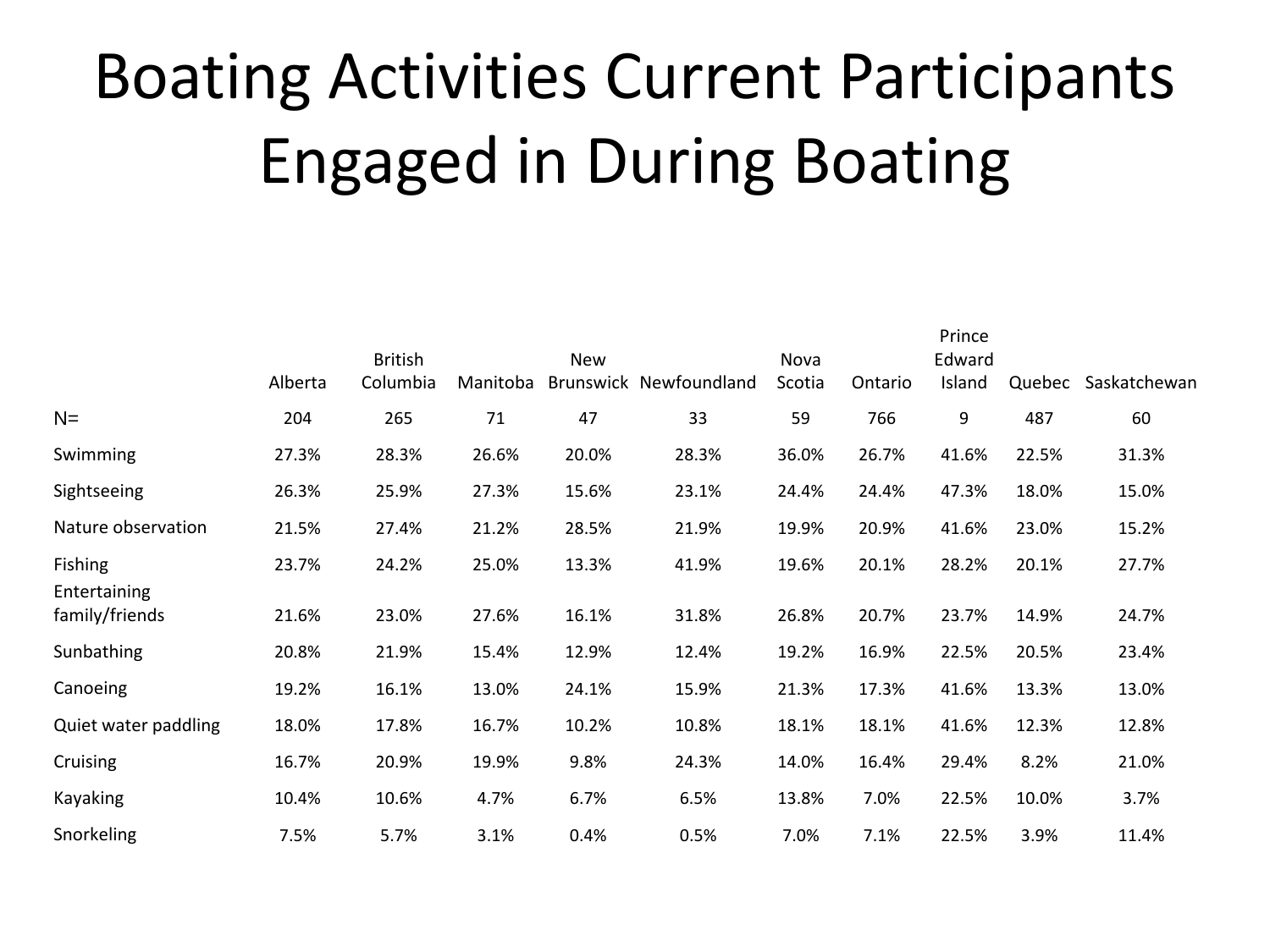# Boating Activities Current Participants Engaged in During Boating

| | Alberta | British Columbia | Manitoba | New Brunswick | Newfoundland | Nova Scotia | Ontario | Prince Edward Island | Quebec | Saskatchewan |
|---|---|---|---|---|---|---|---|---|---|---|
| N= | 204 | 265 | 71 | 47 | 33 | 59 | 766 | 9 | 487 | 60 |
| Swimming | 27.3% | 28.3% | 26.6% | 20.0% | 28.3% | 36.0% | 26.7% | 41.6% | 22.5% | 31.3% |
| Sightseeing | 26.3% | 25.9% | 27.3% | 15.6% | 23.1% | 24.4% | 24.4% | 47.3% | 18.0% | 15.0% |
| Nature observation | 21.5% | 27.4% | 21.2% | 28.5% | 21.9% | 19.9% | 20.9% | 41.6% | 23.0% | 15.2% |
| Fishing | 23.7% | 24.2% | 25.0% | 13.3% | 41.9% | 19.6% | 20.1% | 28.2% | 20.1% | 27.7% |
| Entertaining family/friends | 21.6% | 23.0% | 27.6% | 16.1% | 31.8% | 26.8% | 20.7% | 23.7% | 14.9% | 24.7% |
| Sunbathing | 20.8% | 21.9% | 15.4% | 12.9% | 12.4% | 19.2% | 16.9% | 22.5% | 20.5% | 23.4% |
| Canoeing | 19.2% | 16.1% | 13.0% | 24.1% | 15.9% | 21.3% | 17.3% | 41.6% | 13.3% | 13.0% |
| Quiet water paddling | 18.0% | 17.8% | 16.7% | 10.2% | 10.8% | 18.1% | 18.1% | 41.6% | 12.3% | 12.8% |
| Cruising | 16.7% | 20.9% | 19.9% | 9.8% | 24.3% | 14.0% | 16.4% | 29.4% | 8.2% | 21.0% |
| Kayaking | 10.4% | 10.6% | 4.7% | 6.7% | 6.5% | 13.8% | 7.0% | 22.5% | 10.0% | 3.7% |
| Snorkeling | 7.5% | 5.7% | 3.1% | 0.4% | 0.5% | 7.0% | 7.1% | 22.5% | 3.9% | 11.4% |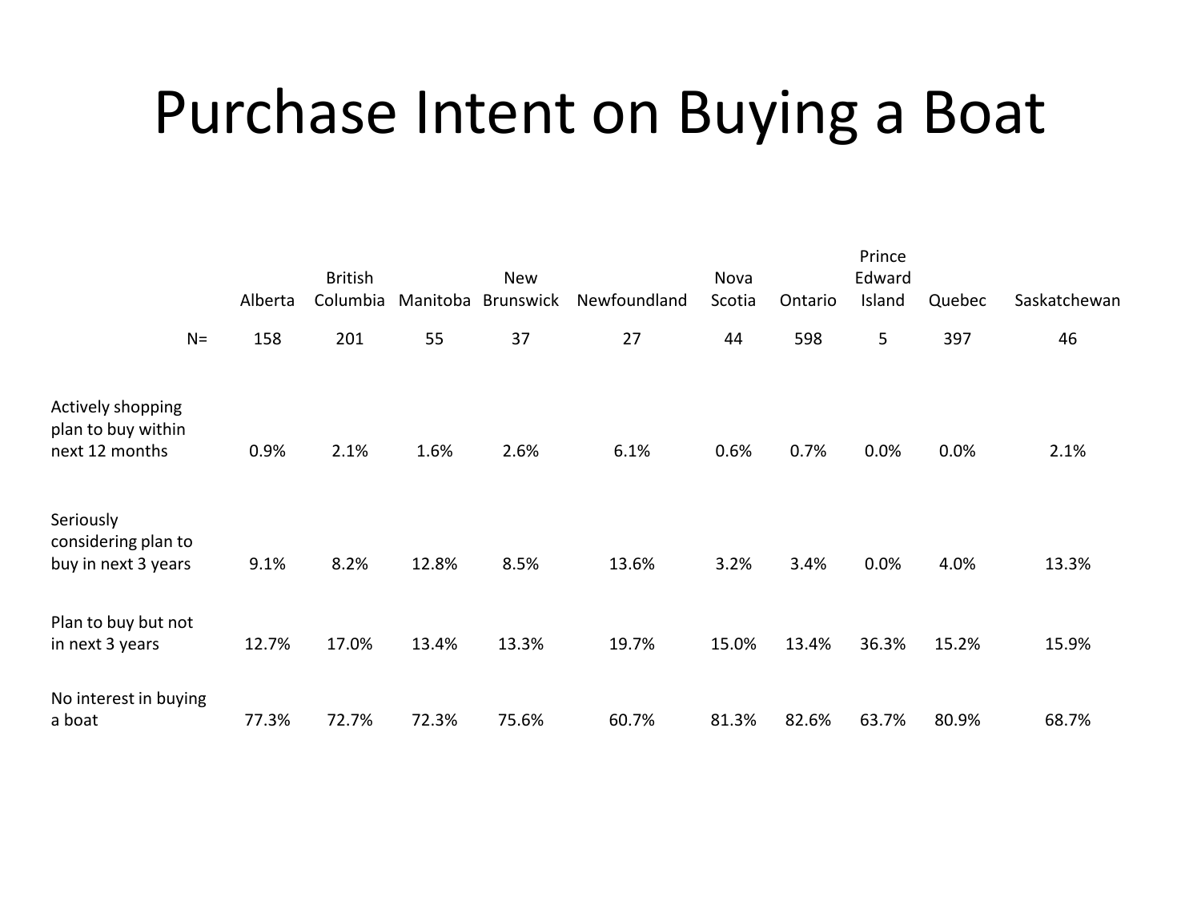# Purchase Intent on Buying a Boat

| | Alberta | British Columbia | Manitoba | New Brunswick | Newfoundland | Nova Scotia | Ontario | Prince Edward Island | Quebec | Saskatchewan |
|---|---|---|---|---|---|---|---|---|---|---|
| N= | 158 | 201 | 55 | 37 | 27 | 44 | 598 | 5 | 397 | 46 |
| Actively shopping plan to buy within next 12 months | 0.9% | 2.1% | 1.6% | 2.6% | 6.1% | 0.6% | 0.7% | 0.0% | 0.0% | 2.1% |
| Seriously considering plan to buy in next 3 years | 9.1% | 8.2% | 12.8% | 8.5% | 13.6% | 3.2% | 3.4% | 0.0% | 4.0% | 13.3% |
| Plan to buy but not in next 3 years | 12.7% | 17.0% | 13.4% | 13.3% | 19.7% | 15.0% | 13.4% | 36.3% | 15.2% | 15.9% |
| No interest in buying a boat | 77.3% | 72.7% | 72.3% | 75.6% | 60.7% | 81.3% | 82.6% | 63.7% | 80.9% | 68.7% |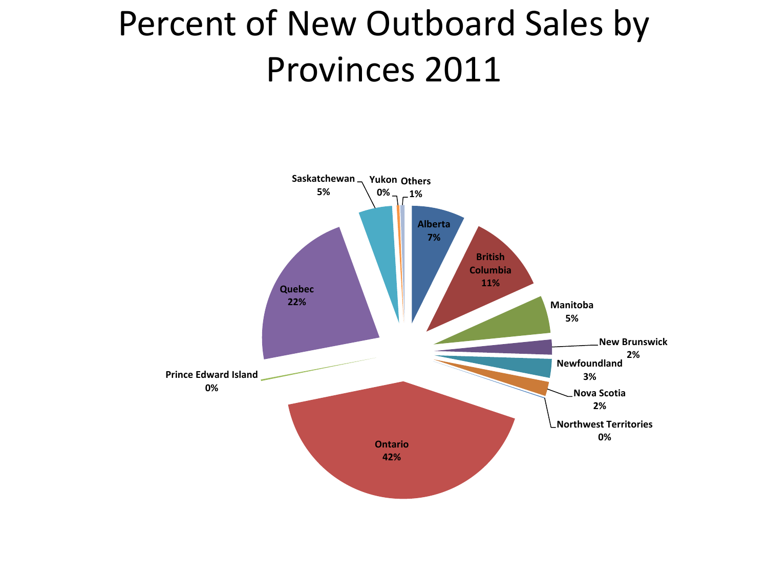# Percent of New Outboard Sales by Provinces 2011

| Province | Percent |
| --- | --- |
| Alberta | 7% |
| British Columbia | 11% |
| Manitoba | 5% |
| New Brunswick | 2% |
| Newfoundland | 3% |
| Nova Scotia | 2% |
| Northwest Territories | 0% |
| Ontario | 42% |
| Prince Edward Island | 0% |
| Quebec | 22% |
| Saskatchewan | 5% |
| Yukon | 0% |
| Others | 1% |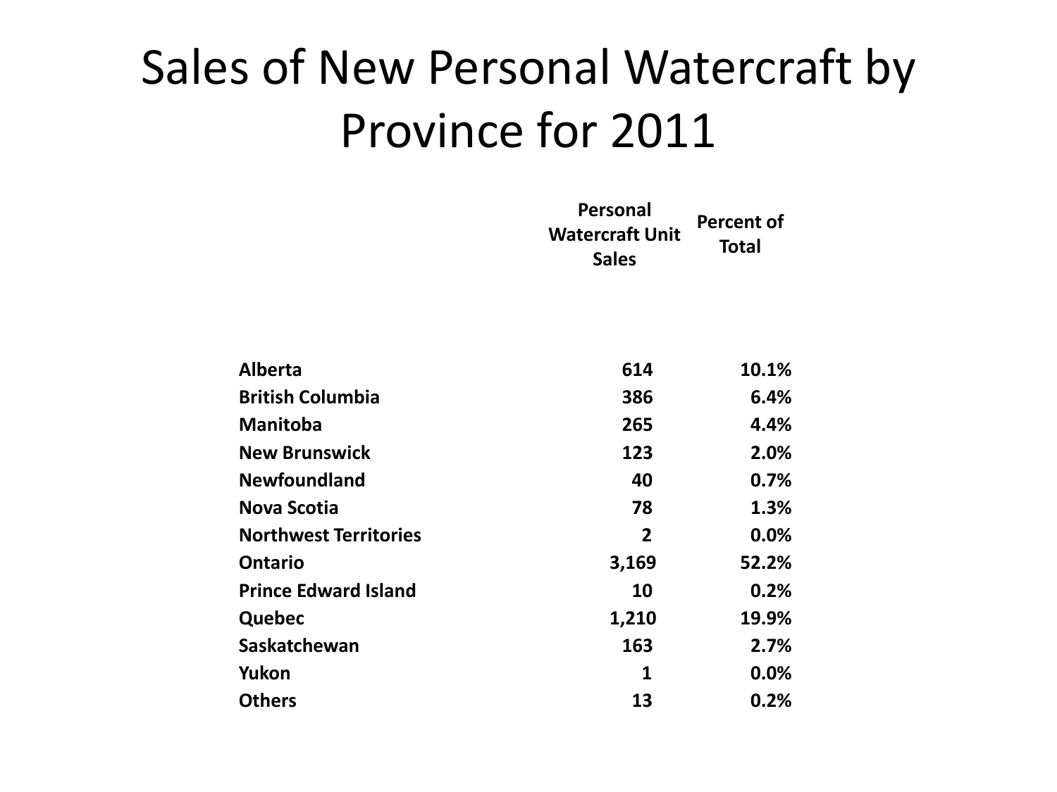# Sales of New Personal Watercraft by Province for 2011

| | Personal Watercraft Unit Sales | Percent of Total |
|---|---|---|
| **Alberta** | **614** | **10.1%** |
| **British Columbia** | **386** | **6.4%** |
| **Manitoba** | **265** | **4.4%** |
| **New Brunswick** | **123** | **2.0%** |
| **Newfoundland** | **40** | **0.7%** |
| **Nova Scotia** | **78** | **1.3%** |
| **Northwest Territories** | **2** | **0.0%** |
| **Ontario** | **3,169** | **52.2%** |
| **Prince Edward Island** | **10** | **0.2%** |
| **Quebec** | **1,210** | **19.9%** |
| **Saskatchewan** | **163** | **2.7%** |
| **Yukon** | **1** | **0.0%** |
| **Others** | **13** | **0.2%** |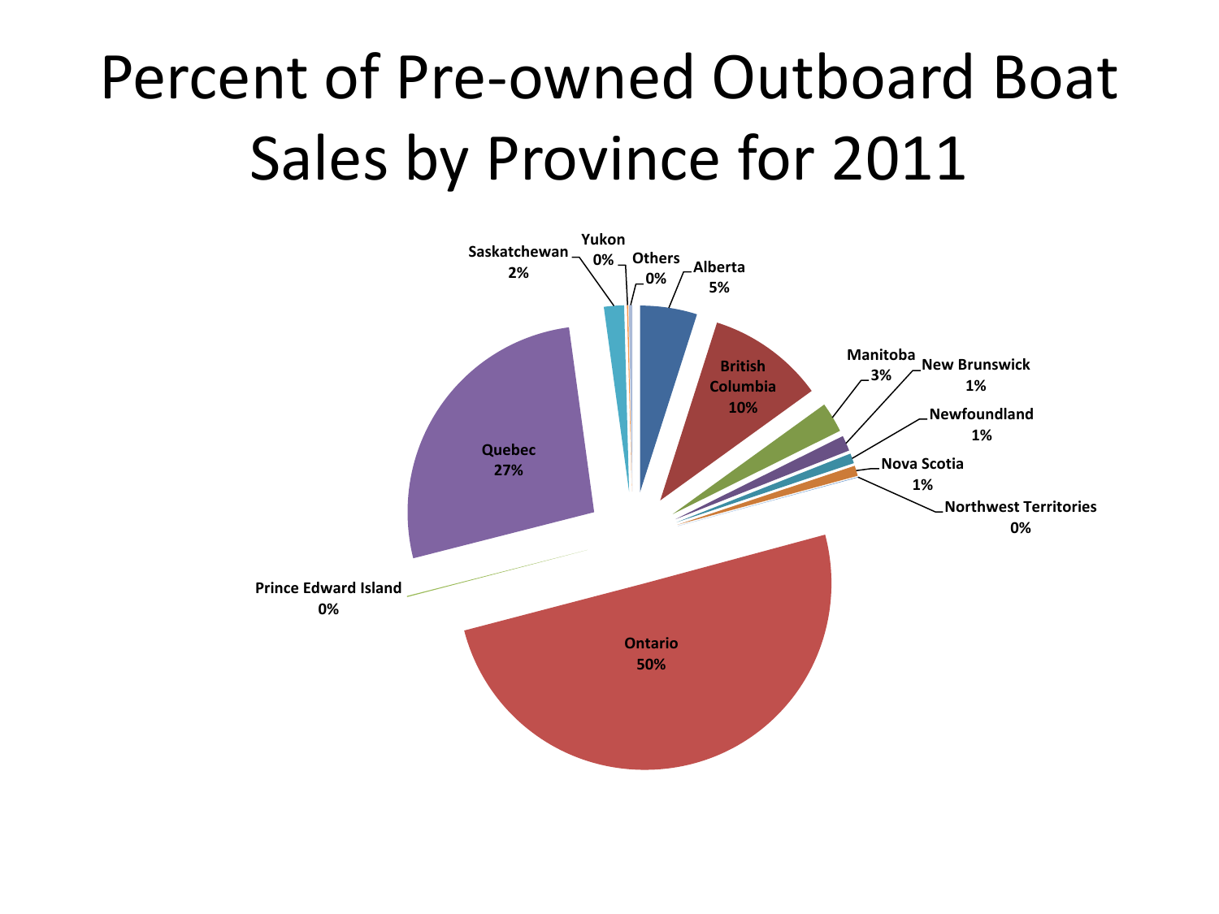# Percent of Pre-owned Outboard Boat Sales by Province for 2011

| Province | Percent |
| --- | --- |
| Alberta | 5% |
| British Columbia | 10% |
| Manitoba | 3% |
| New Brunswick | 1% |
| Newfoundland | 1% |
| Nova Scotia | 1% |
| Northwest Territories | 0% |
| Ontario | 50% |
| Prince Edward Island | 0% |
| Quebec | 27% |
| Saskatchewan | 2% |
| Yukon | 0% |
| Others | 0% |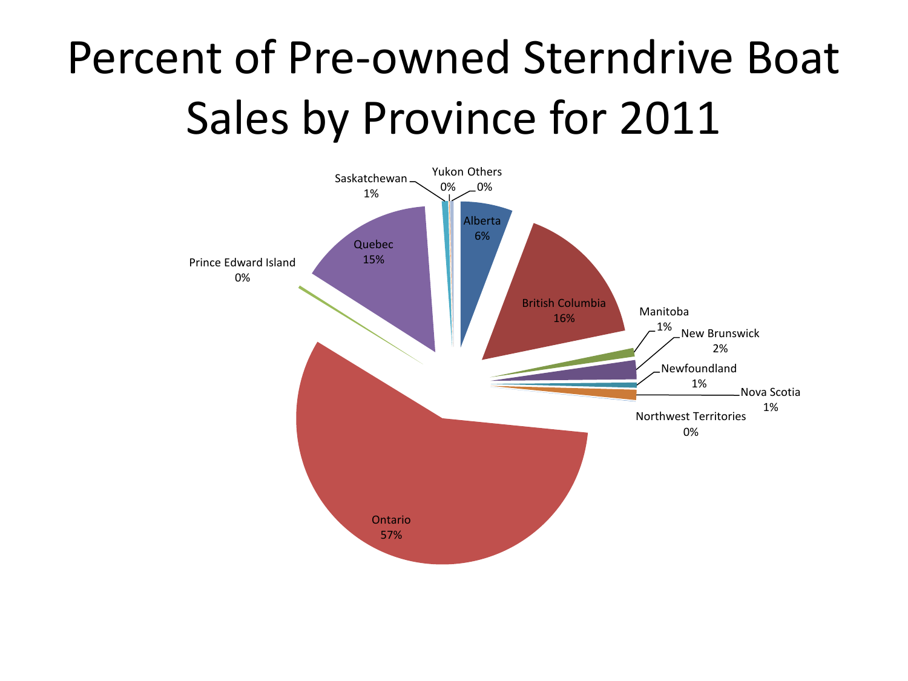# Percent of Pre-owned Sterndrive Boat Sales by Province for 2011

Saskatchewan 1%

Yukon 0%

Others 0%

Alberta 6%

Quebec 15%

Prince Edward Island 0%

British Columbia 16%

Manitoba 1%

New Brunswick 2%

Newfoundland 1%

Nova Scotia 1%

Northwest Territories 0%

Ontario 57%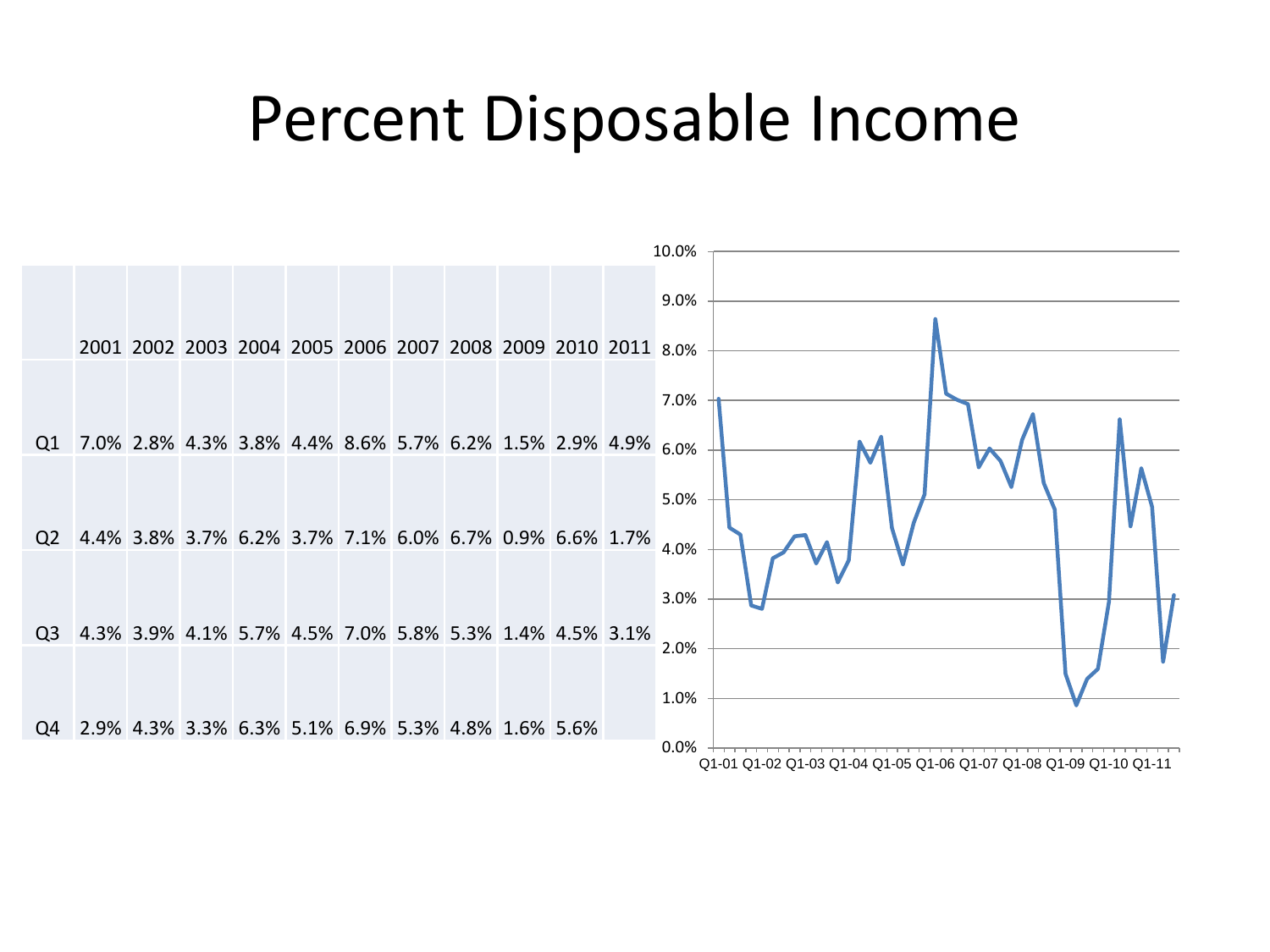# Percent Disposable Income

| | 2001 | 2002 | 2003 | 2004 | 2005 | 2006 | 2007 | 2008 | 2009 | 2010 | 2011 |
|---|---|---|---|---|---|---|---|---|---|---|---|
| Q1 | 7.0% | 2.8% | 4.3% | 3.8% | 4.4% | 8.6% | 5.7% | 6.2% | 1.5% | 2.9% | 4.9% |
| Q2 | 4.4% | 3.8% | 3.7% | 6.2% | 3.7% | 7.1% | 6.0% | 6.7% | 0.9% | 6.6% | 1.7% |
| Q3 | 4.3% | 3.9% | 4.1% | 5.7% | 4.5% | 7.0% | 5.8% | 5.3% | 1.4% | 4.5% | 3.1% |
| Q4 | 2.9% | 4.3% | 3.3% | 6.3% | 5.1% | 6.9% | 5.3% | 4.8% | 1.6% | 5.6% | |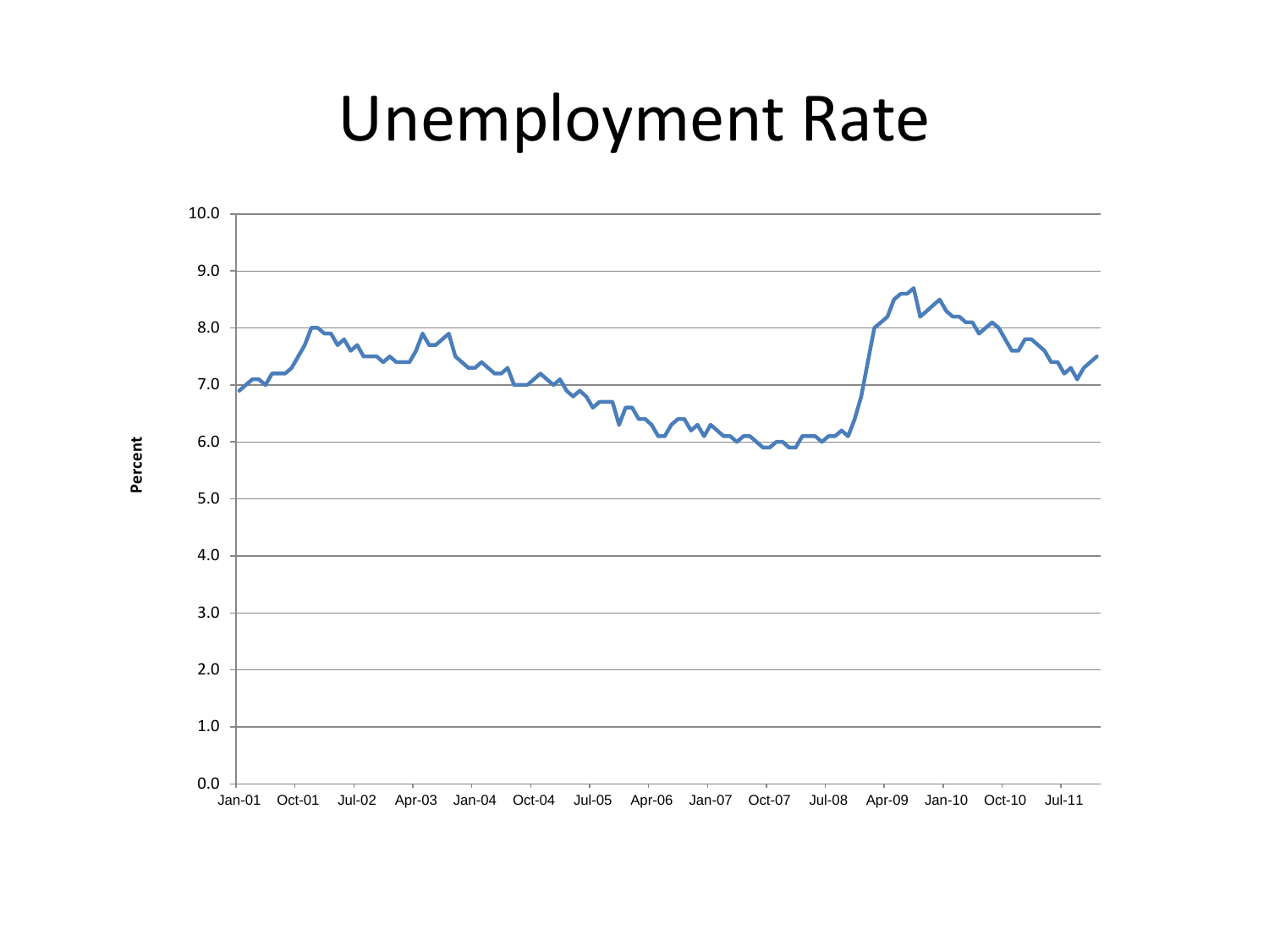# Unemployment Rate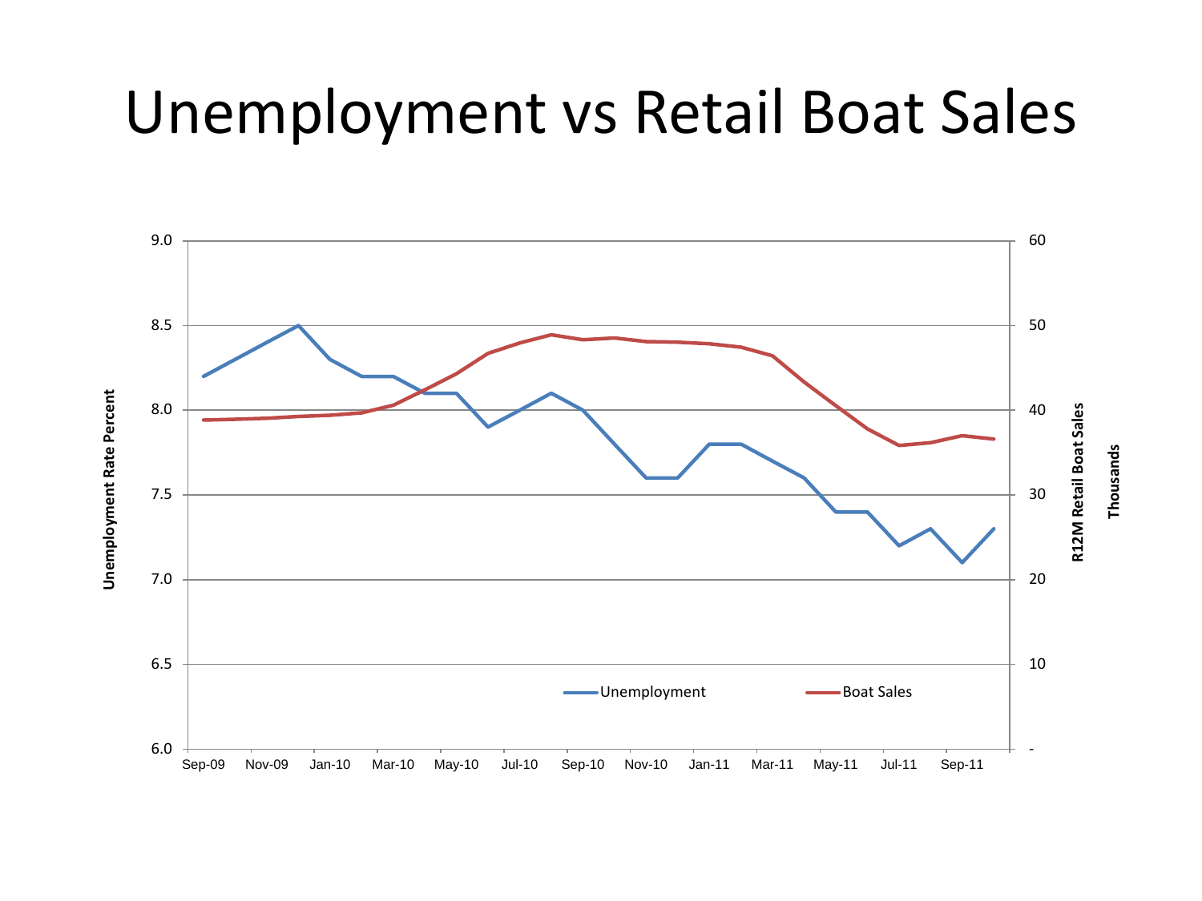# Unemployment vs Retail Boat Sales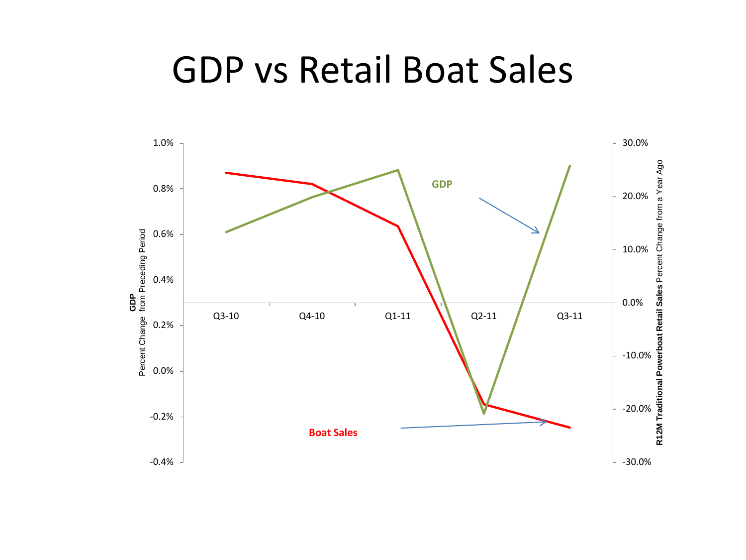# GDP vs Retail Boat Sales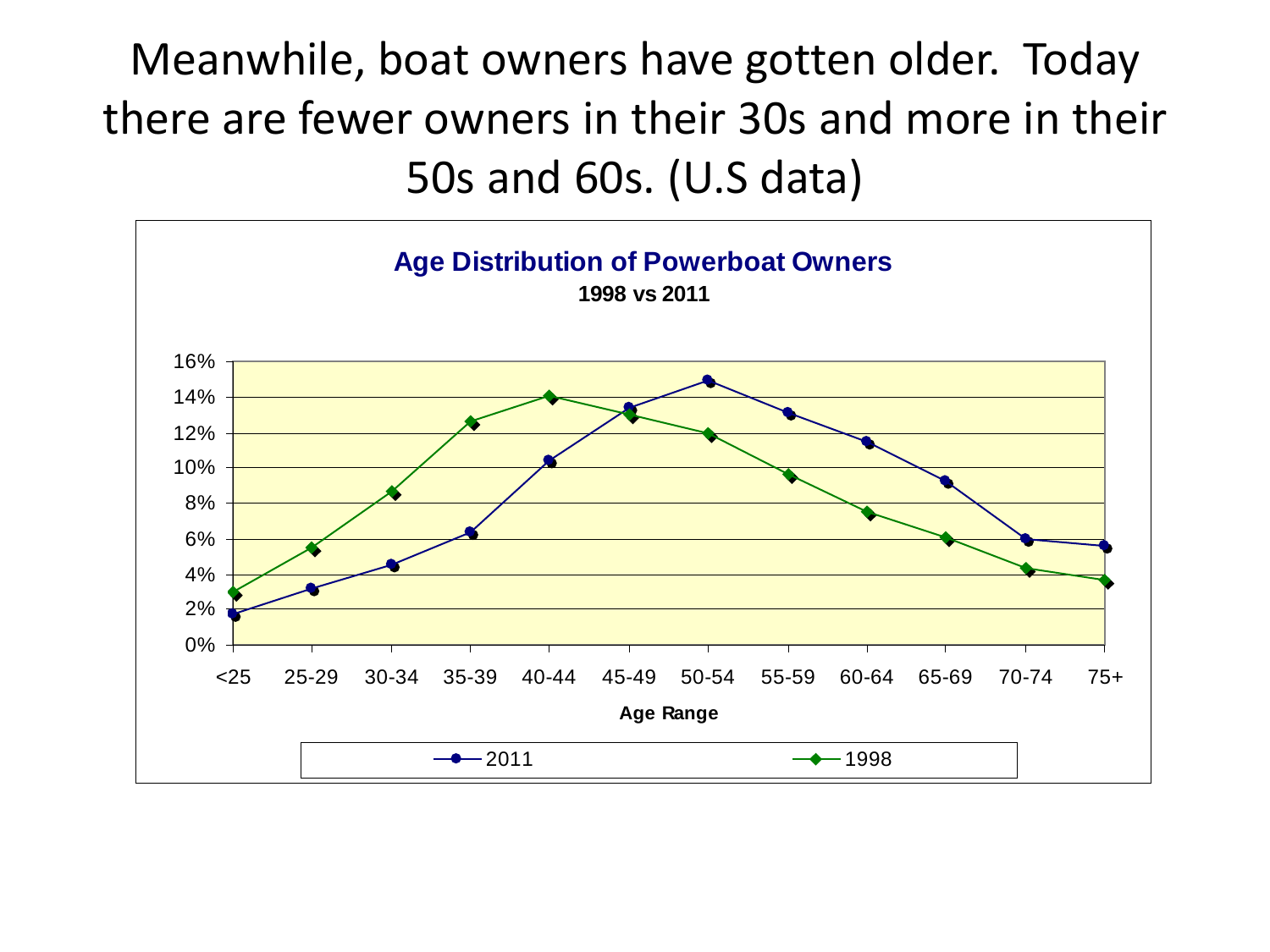# Meanwhile, boat owners have gotten older. Today there are fewer owners in their 30s and more in their 50s and 60s. (U.S data)

**Age Distribution of Powerboat Owners**

**1998 vs 2011**

| Age Range | 2011 | 1998 |
|---|---|---|
| <25 | 1.8% | 3.0% |
| 25-29 | 3.2% | 5.5% |
| 30-34 | 4.6% | 8.7% |
| 35-39 | 6.4% | 12.7% |
| 40-44 | 10.4% | 14.1% |
| 45-49 | 13.4% | 13.0% |
| 50-54 | 15.0% | 12.0% |
| 55-59 | 13.2% | 9.6% |
| 60-64 | 11.5% | 7.5% |
| 65-69 | 9.3% | 6.1% |
| 70-74 | 6.0% | 4.4% |
| 75+ | 5.7% | 3.7% |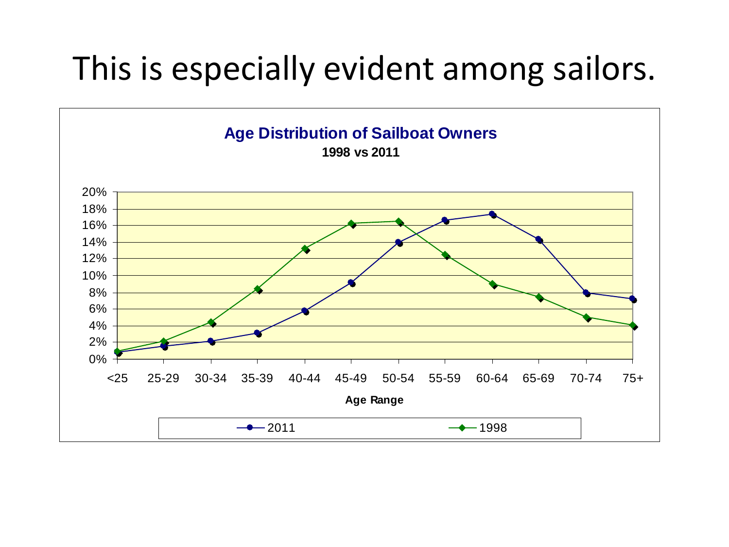# This is especially evident among sailors.

**Age Distribution of Sailboat Owners**

**1998 vs 2011**

| Age Range | 2011 | 1998 |
|---|---|---|
| <25 | 0.8% | 0.9% |
| 25-29 | 1.5% | 2.1% |
| 30-34 | 2.1% | 4.4% |
| 35-39 | 3.1% | 8.4% |
| 40-44 | 5.7% | 13.2% |
| 45-49 | 9.1% | 16.2% |
| 50-54 | 14.0% | 16.5% |
| 55-59 | 16.6% | 12.4% |
| 60-64 | 17.4% | 9.0% |
| 65-69 | 14.3% | 7.4% |
| 70-74 | 7.9% | 5.0% |
| 75+ | 7.2% | 4.0% |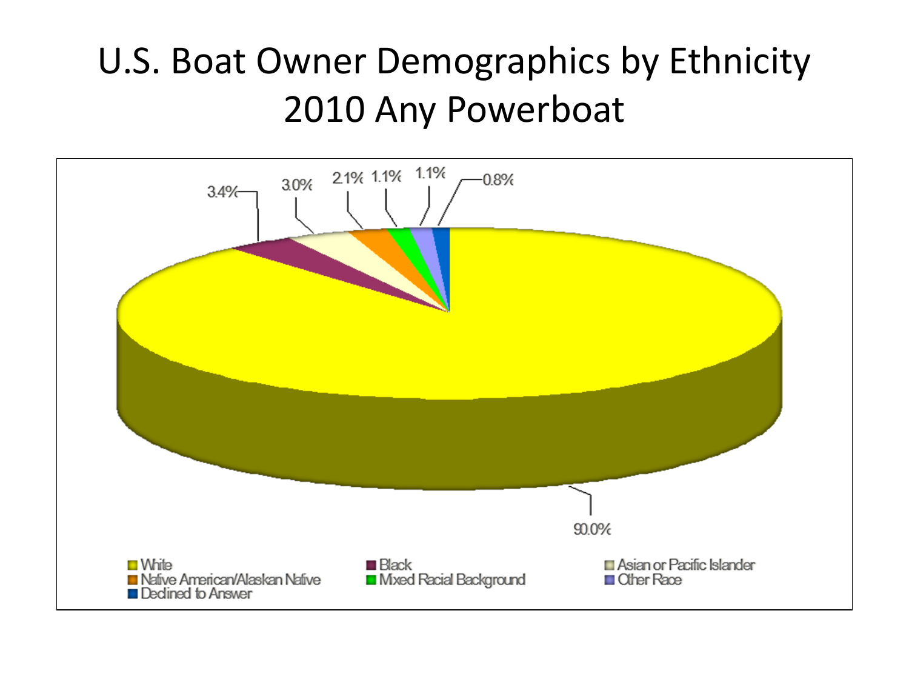# U.S. Boat Owner Demographics by Ethnicity 2010 Any Powerboat

| Ethnicity | Percentage |
| --- | --- |
| White | 90.0% |
| Black | 3.4% |
| Asian or Pacific Islander | 3.0% |
| Native American/Alaskan Native | 2.1% |
| Mixed Racial Background | 1.1% |
| Other Race | 1.1% |
| Declined to Answer | 0.8% |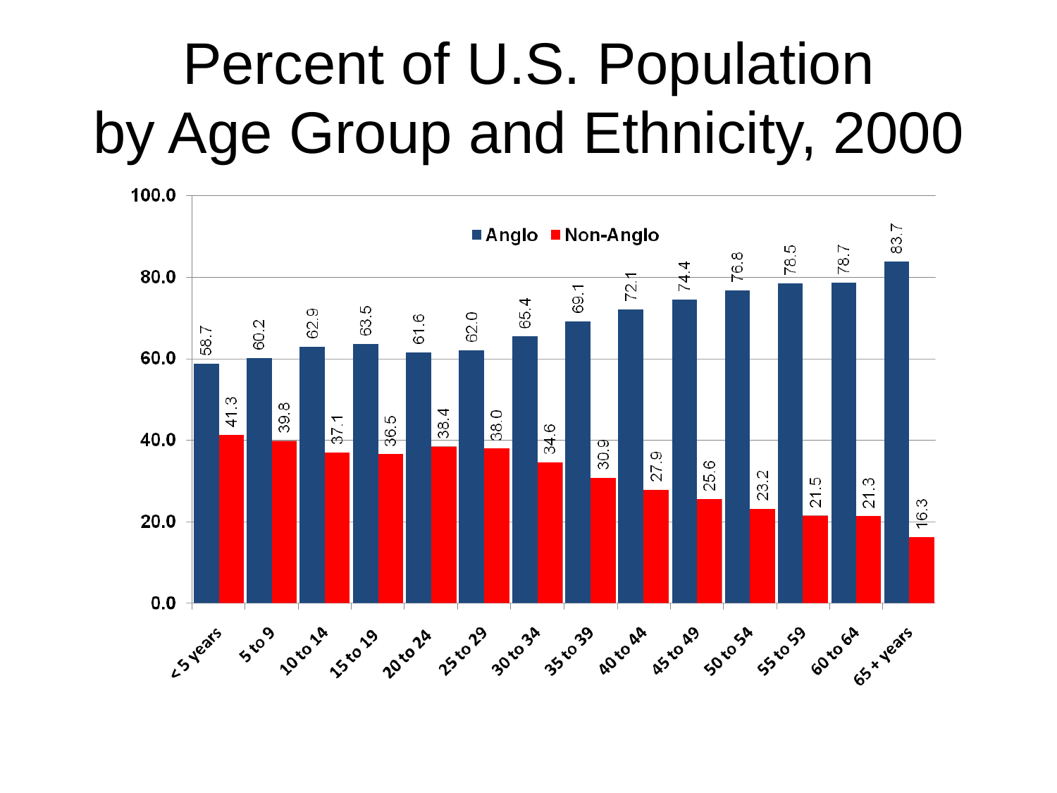# Percent of U.S. Population by Age Group and Ethnicity, 2000

| Age Group | Anglo | Non-Anglo |
|---|---|---|
| <5 years | 58.7 | 41.3 |
| 5 to 9 | 60.2 | 39.8 |
| 10 to 14 | 62.9 | 37.1 |
| 15 to 19 | 63.5 | 36.5 |
| 20 to 24 | 61.6 | 38.4 |
| 25 to 29 | 62.0 | 38.0 |
| 30 to 34 | 65.4 | 34.6 |
| 35 to 39 | 69.1 | 30.9 |
| 40 to 44 | 72.1 | 27.9 |
| 45 to 49 | 74.4 | 25.6 |
| 50 to 54 | 76.8 | 23.2 |
| 55 to 59 | 78.5 | 21.5 |
| 60 to 64 | 78.7 | 21.3 |
| 65 + years | 83.7 | 16.3 |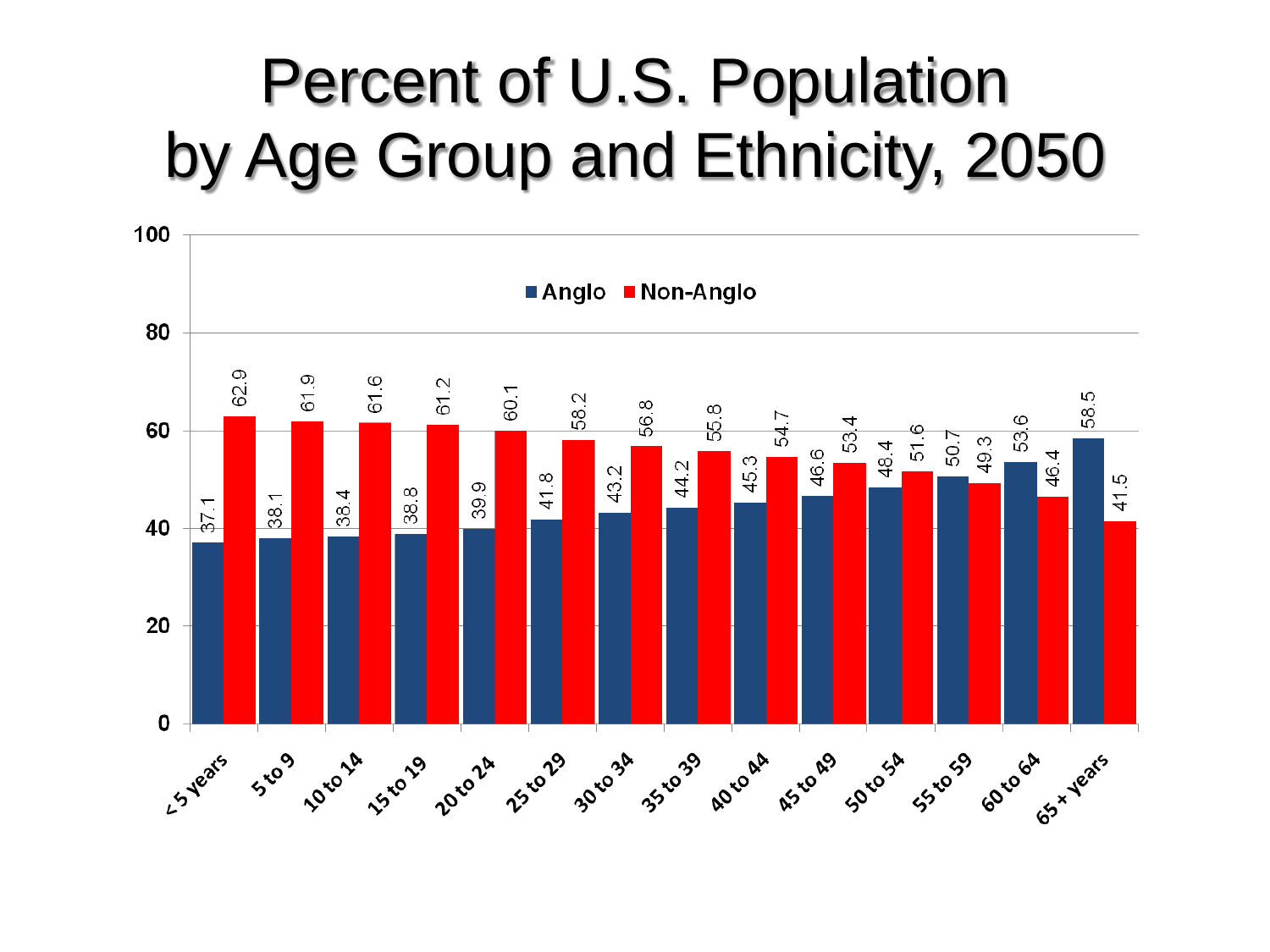# Percent of U.S. Population by Age Group and Ethnicity, 2050

| Age Group | Anglo | Non-Anglo |
|---|---|---|
| < 5 years | 37.1 | 62.9 |
| 5 to 9 | 38.1 | 61.9 |
| 10 to 14 | 38.4 | 61.6 |
| 15 to 19 | 38.8 | 61.2 |
| 20 to 24 | 39.9 | 60.1 |
| 25 to 29 | 41.8 | 58.2 |
| 30 to 34 | 43.2 | 56.8 |
| 35 to 39 | 44.2 | 55.8 |
| 40 to 44 | 45.3 | 54.7 |
| 45 to 49 | 46.6 | 53.4 |
| 50 to 54 | 48.4 | 51.6 |
| 55 to 59 | 50.7 | 49.3 |
| 60 to 64 | 53.6 | 46.4 |
| 65 + years | 58.5 | 41.5 |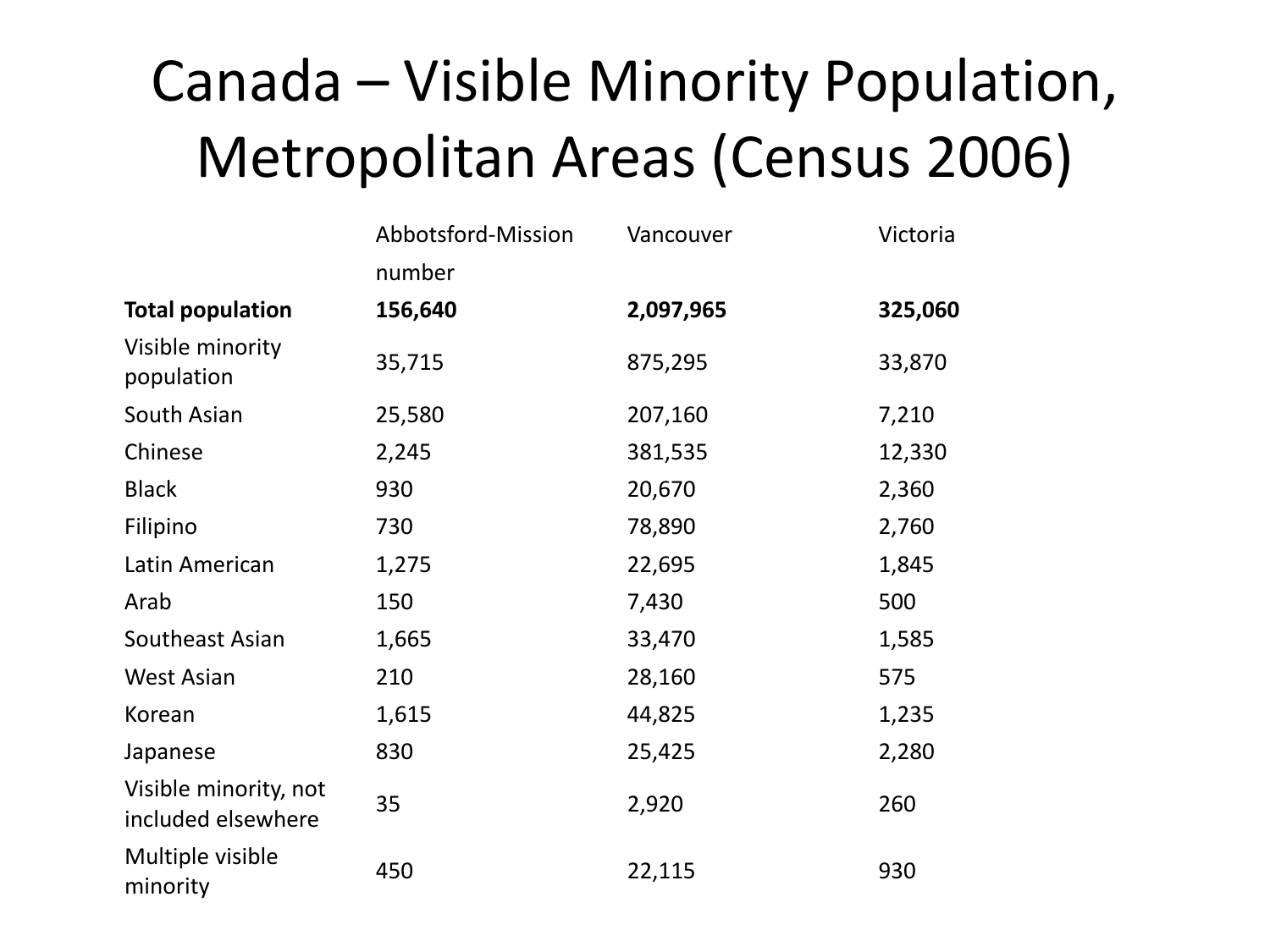# Canada – Visible Minority Population, Metropolitan Areas (Census 2006)

| | Abbotsford-Mission | Vancouver | Victoria |
|---|---|---|---|
| | number | | |
| **Total population** | **156,640** | **2,097,965** | **325,060** |
| Visible minority population | 35,715 | 875,295 | 33,870 |
| South Asian | 25,580 | 207,160 | 7,210 |
| Chinese | 2,245 | 381,535 | 12,330 |
| Black | 930 | 20,670 | 2,360 |
| Filipino | 730 | 78,890 | 2,760 |
| Latin American | 1,275 | 22,695 | 1,845 |
| Arab | 150 | 7,430 | 500 |
| Southeast Asian | 1,665 | 33,470 | 1,585 |
| West Asian | 210 | 28,160 | 575 |
| Korean | 1,615 | 44,825 | 1,235 |
| Japanese | 830 | 25,425 | 2,280 |
| Visible minority, not included elsewhere | 35 | 2,920 | 260 |
| Multiple visible minority | 450 | 22,115 | 930 |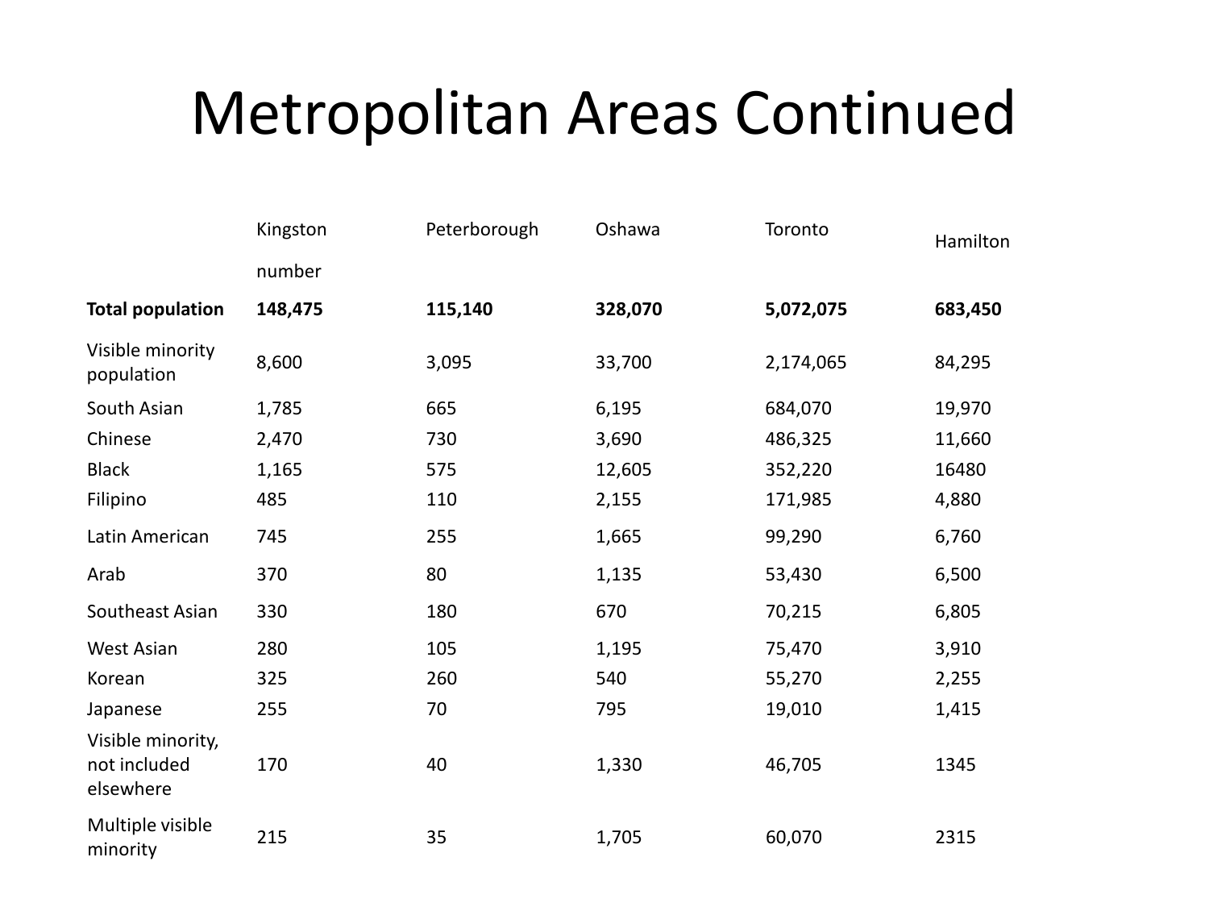# Metropolitan Areas Continued

| | Kingston | Peterborough | Oshawa | Toronto | Hamilton |
|---|---|---|---|---|---|
| | number | | | | |
| **Total population** | **148,475** | **115,140** | **328,070** | **5,072,075** | **683,450** |
| Visible minority population | 8,600 | 3,095 | 33,700 | 2,174,065 | 84,295 |
| South Asian | 1,785 | 665 | 6,195 | 684,070 | 19,970 |
| Chinese | 2,470 | 730 | 3,690 | 486,325 | 11,660 |
| Black | 1,165 | 575 | 12,605 | 352,220 | 16480 |
| Filipino | 485 | 110 | 2,155 | 171,985 | 4,880 |
| Latin American | 745 | 255 | 1,665 | 99,290 | 6,760 |
| Arab | 370 | 80 | 1,135 | 53,430 | 6,500 |
| Southeast Asian | 330 | 180 | 670 | 70,215 | 6,805 |
| West Asian | 280 | 105 | 1,195 | 75,470 | 3,910 |
| Korean | 325 | 260 | 540 | 55,270 | 2,255 |
| Japanese | 255 | 70 | 795 | 19,010 | 1,415 |
| Visible minority, not included elsewhere | 170 | 40 | 1,330 | 46,705 | 1345 |
| Multiple visible minority | 215 | 35 | 1,705 | 60,070 | 2315 |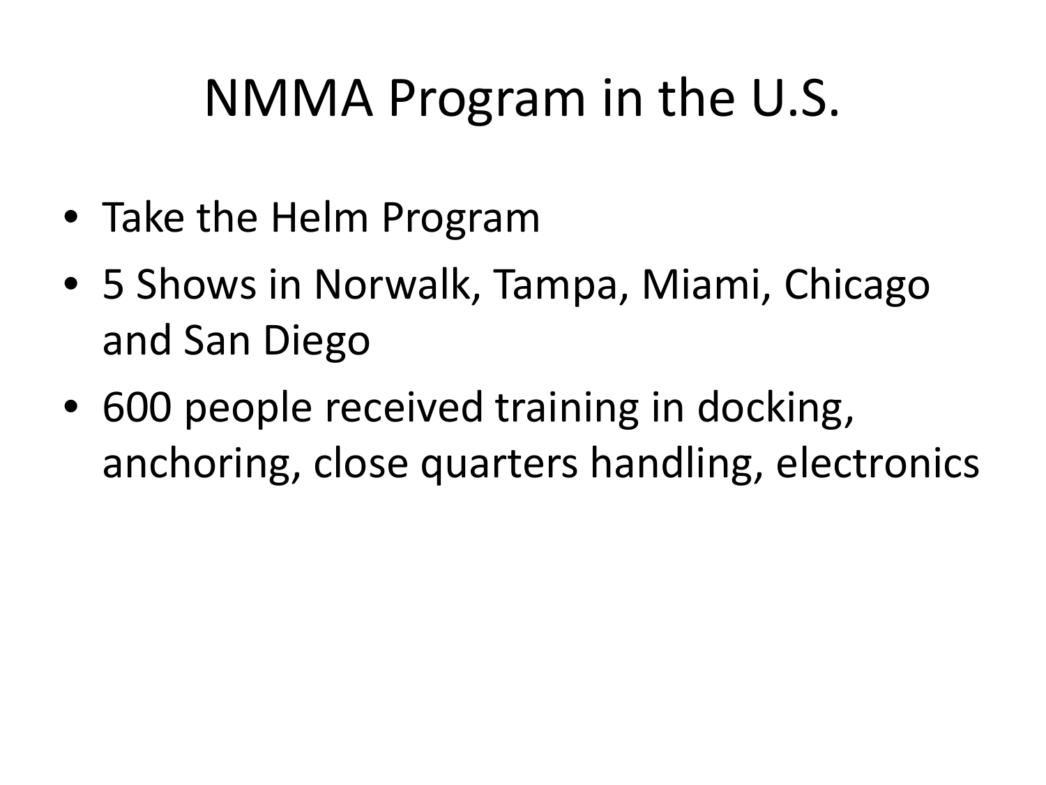# NMMA Program in the U.S.

- Take the Helm Program
- 5 Shows in Norwalk, Tampa, Miami, Chicago and San Diego
- 600 people received training in docking, anchoring, close quarters handling, electronics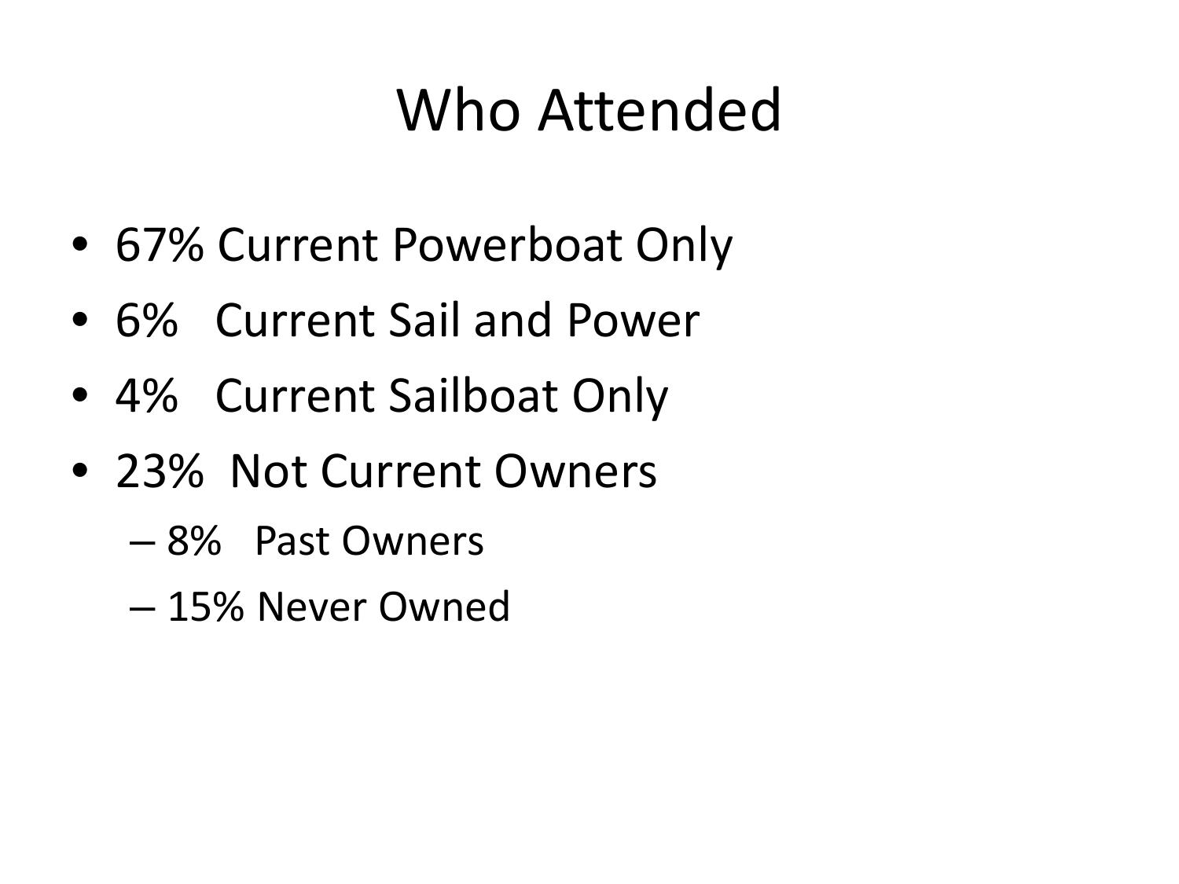# Who Attended

- 67% Current Powerboat Only
- 6% Current Sail and Power
- 4% Current Sailboat Only
- 23% Not Current Owners
  - 8% Past Owners
  - 15% Never Owned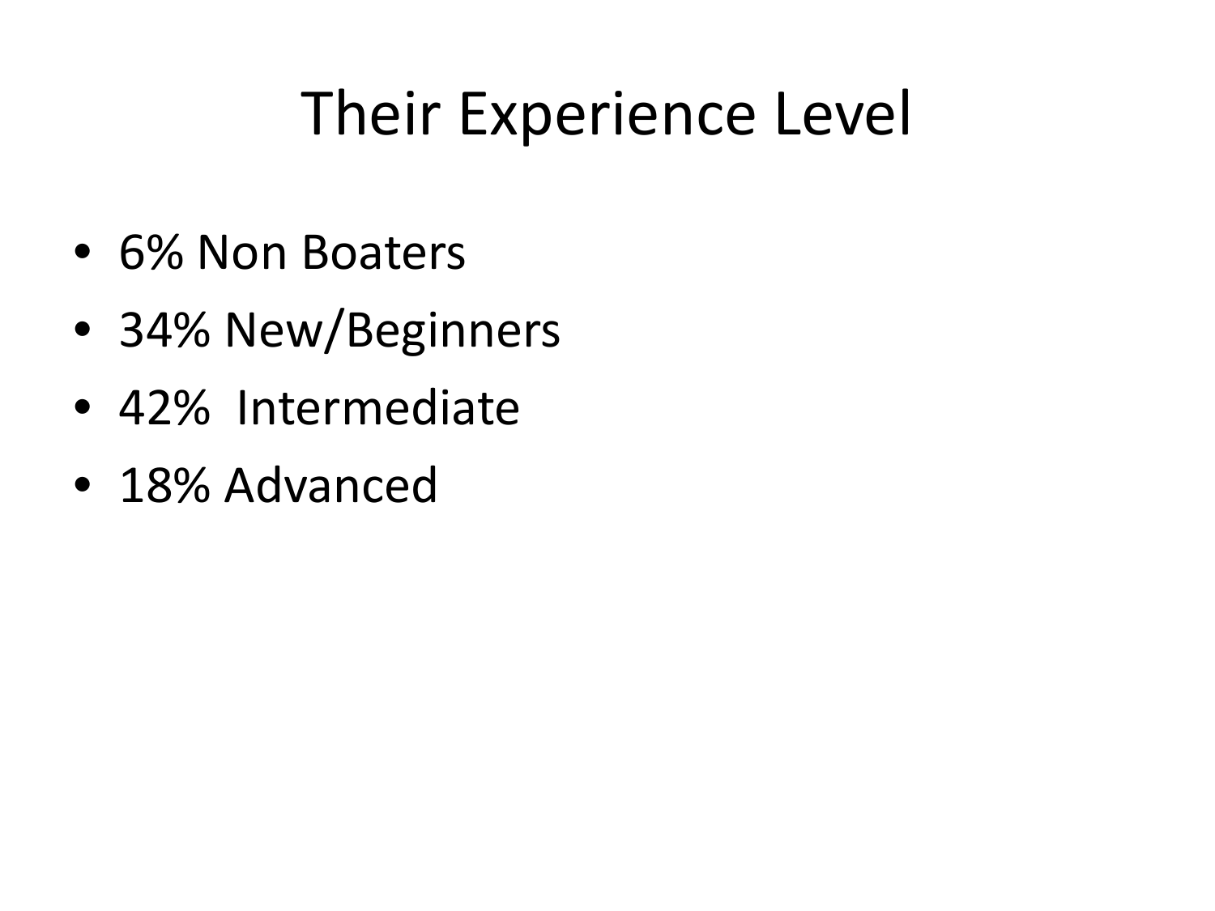# Their Experience Level

- 6% Non Boaters
- 34% New/Beginners
- 42%  Intermediate
- 18% Advanced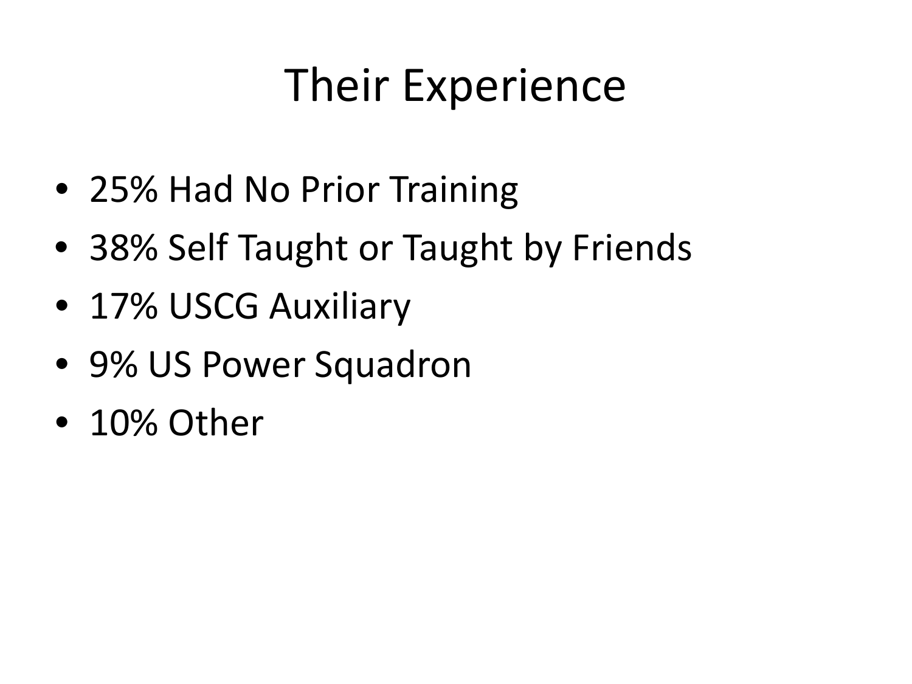# Their Experience

- 25% Had No Prior Training
- 38% Self Taught or Taught by Friends
- 17% USCG Auxiliary
- 9% US Power Squadron
- 10% Other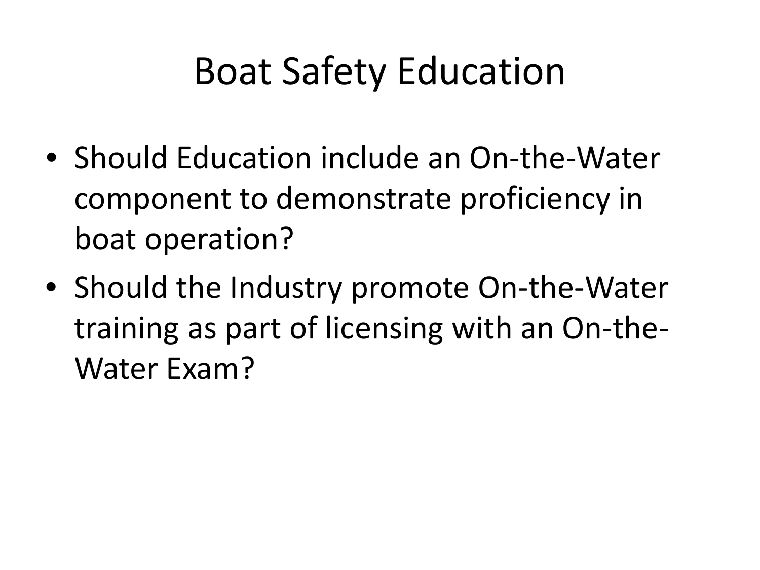# Boat Safety Education

- Should Education include an On-the-Water component to demonstrate proficiency in boat operation?
- Should the Industry promote On-the-Water training as part of licensing with an On-the-Water Exam?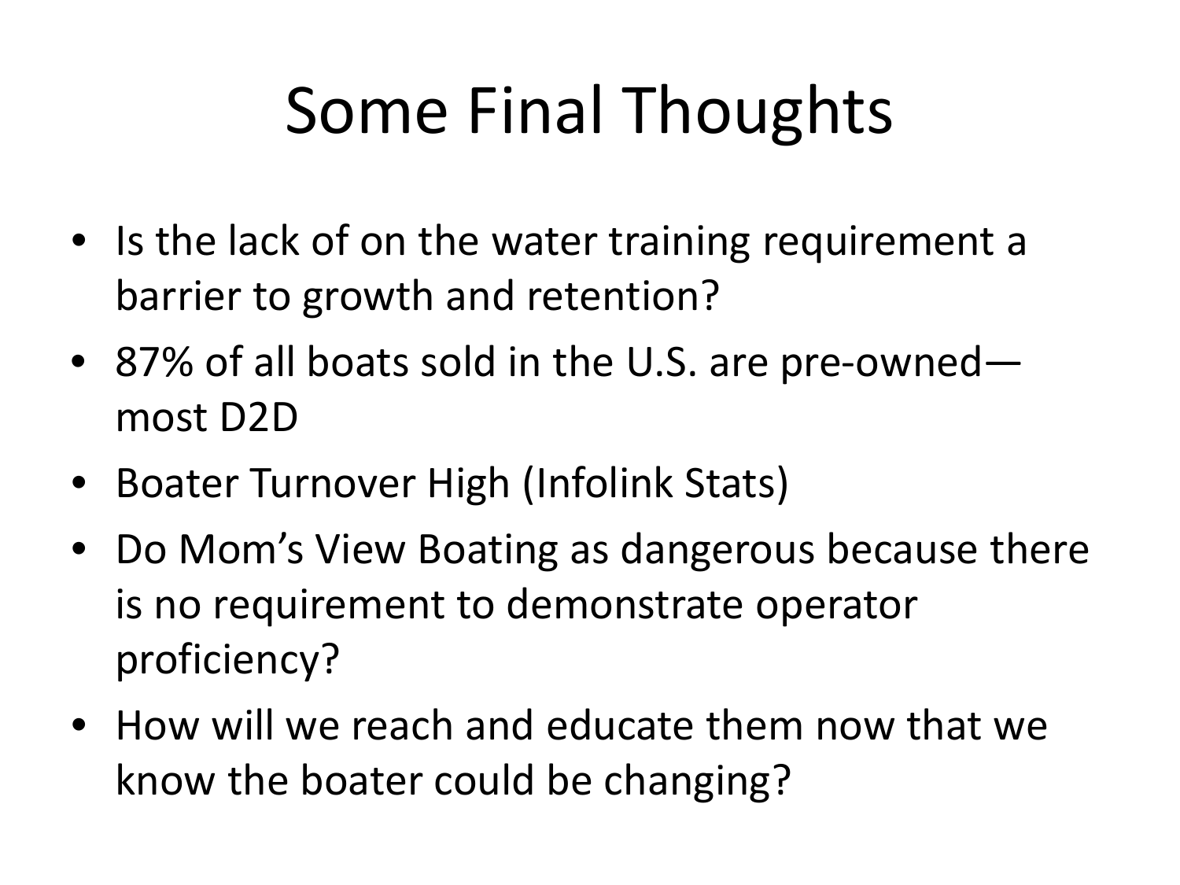# Some Final Thoughts

- Is the lack of on the water training requirement a barrier to growth and retention?
- 87% of all boats sold in the U.S. are pre-owned—most D2D
- Boater Turnover High (Infolink Stats)
- Do Mom's View Boating as dangerous because there is no requirement to demonstrate operator proficiency?
- How will we reach and educate them now that we know the boater could be changing?